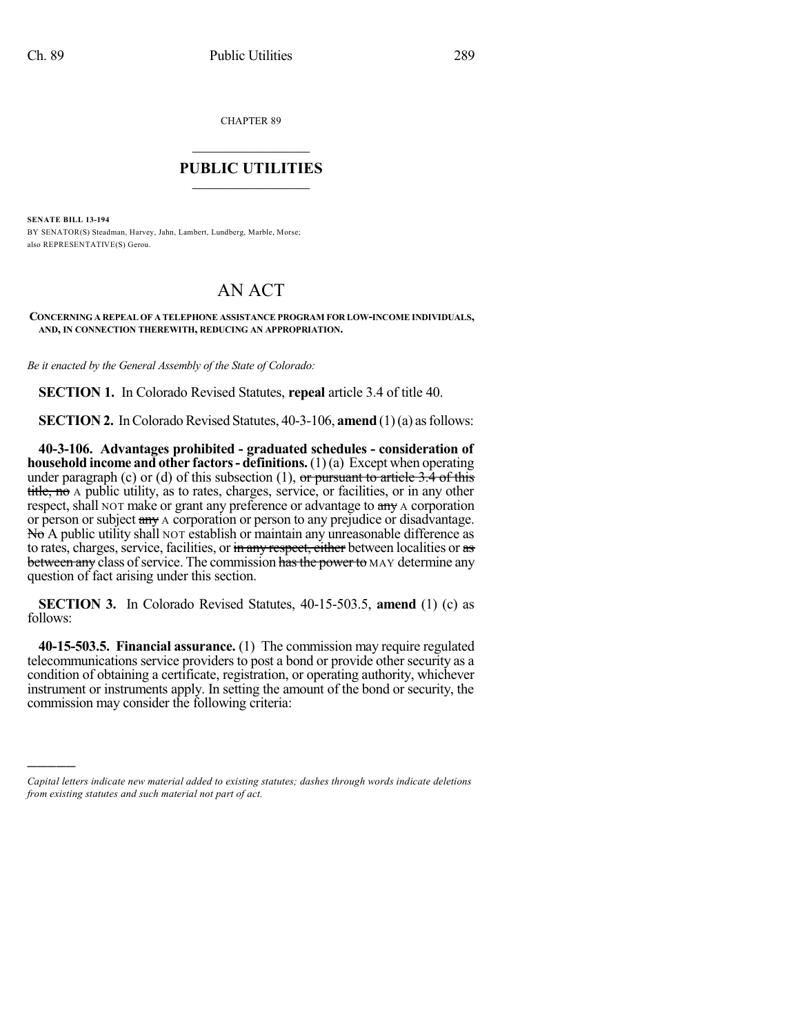CHAPTER 89

## PUBLIC UTILITIES

**SENATE BILL 13-194**

BY SENATOR(S) Steadman, Harvey, Jahn, Lambert, Lundberg, Marble, Morse;
also REPRESENTATIVE(S) Gerou.

# AN ACT

**CONCERNING A REPEAL OF A TELEPHONE ASSISTANCE PROGRAM FOR LOW-INCOME INDIVIDUALS, AND, IN CONNECTION THEREWITH, REDUCING AN APPROPRIATION.**

*Be it enacted by the General Assembly of the State of Colorado:*

**SECTION 1.** In Colorado Revised Statutes, **repeal** article 3.4 of title 40.

**SECTION 2.** In Colorado Revised Statutes, 40-3-106, **amend** (1) (a) as follows:

**40-3-106. Advantages prohibited - graduated schedules - consideration of household income and other factors - definitions.** (1) (a) Except when operating under paragraph (c) or (d) of this subsection (1), ~~or pursuant to article 3.4 of this title, no~~ A public utility, as to rates, charges, service, or facilities, or in any other respect, shall NOT make or grant any preference or advantage to ~~any~~ A corporation or person or subject ~~any~~ A corporation or person to any prejudice or disadvantage. ~~No~~ A public utility shall NOT establish or maintain any unreasonable difference as to rates, charges, service, facilities, or ~~in any respect, either~~ between localities or ~~as between any~~ class of service. The commission ~~has the power to~~ MAY determine any question of fact arising under this section.

**SECTION 3.** In Colorado Revised Statutes, 40-15-503.5, **amend** (1) (c) as follows:

**40-15-503.5. Financial assurance.** (1) The commission may require regulated telecommunications service providers to post a bond or provide other security as a condition of obtaining a certificate, registration, or operating authority, whichever instrument or instruments apply. In setting the amount of the bond or security, the commission may consider the following criteria:

---

*Capital letters indicate new material added to existing statutes; dashes through words indicate deletions from existing statutes and such material not part of act.*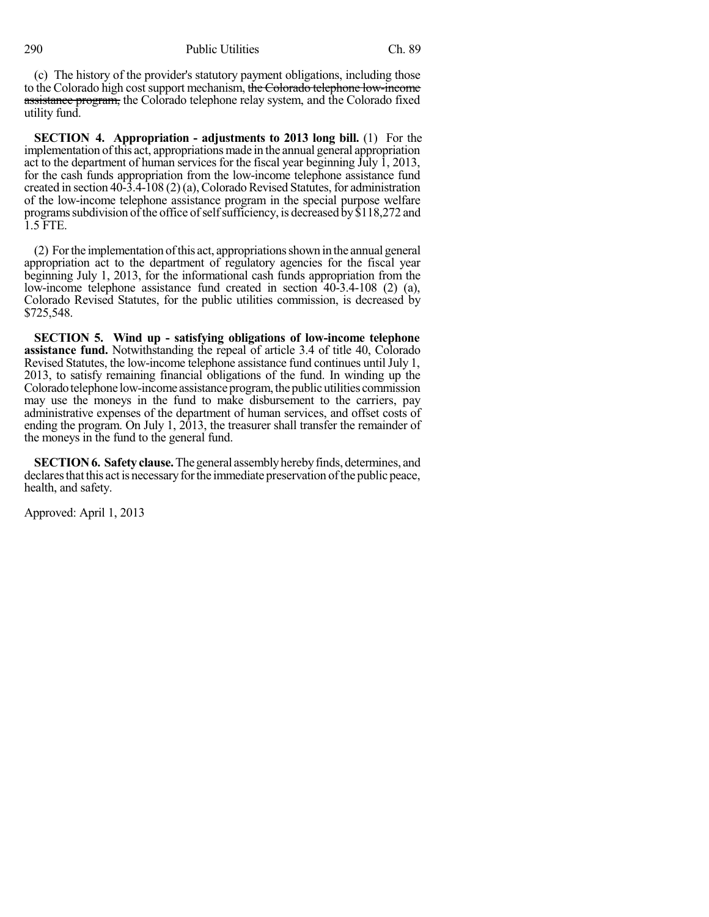(c) The history of the provider's statutory payment obligations, including those to the Colorado high cost support mechanism, ~~the Colorado telephone low-income assistance program,~~ the Colorado telephone relay system, and the Colorado fixed utility fund.

**SECTION 4. Appropriation - adjustments to 2013 long bill.** (1) For the implementation of this act, appropriations made in the annual general appropriation act to the department of human services for the fiscal year beginning July 1, 2013, for the cash funds appropriation from the low-income telephone assistance fund created in section 40-3.4-108 (2) (a), Colorado Revised Statutes, for administration of the low-income telephone assistance program in the special purpose welfare programs subdivision of the office of self sufficiency, is decreased by $118,272 and 1.5 FTE.

(2) For the implementation of this act, appropriations shown in the annual general appropriation act to the department of regulatory agencies for the fiscal year beginning July 1, 2013, for the informational cash funds appropriation from the low-income telephone assistance fund created in section 40-3.4-108 (2) (a), Colorado Revised Statutes, for the public utilities commission, is decreased by $725,548.

**SECTION 5. Wind up - satisfying obligations of low-income telephone assistance fund.** Notwithstanding the repeal of article 3.4 of title 40, Colorado Revised Statutes, the low-income telephone assistance fund continues until July 1, 2013, to satisfy remaining financial obligations of the fund. In winding up the Colorado telephone low-income assistance program, the public utilities commission may use the moneys in the fund to make disbursement to the carriers, pay administrative expenses of the department of human services, and offset costs of ending the program. On July 1, 2013, the treasurer shall transfer the remainder of the moneys in the fund to the general fund.

**SECTION 6. Safety clause.** The general assembly hereby finds, determines, and declares that this act is necessary for the immediate preservation of the public peace, health, and safety.

Approved: April 1, 2013